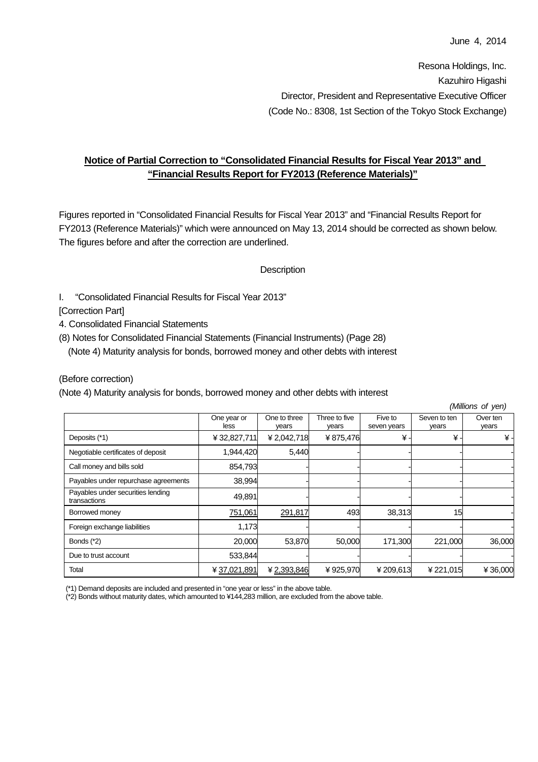June 4, 2014

Resona Holdings, Inc.
Kazuhiro Higashi
Director, President and Representative Executive Officer
(Code No.: 8308, 1st Section of the Tokyo Stock Exchange)

## Notice of Partial Correction to "Consolidated Financial Results for Fiscal Year 2013" and "Financial Results Report for FY2013 (Reference Materials)"

Figures reported in "Consolidated Financial Results for Fiscal Year 2013" and "Financial Results Report for FY2013 (Reference Materials)" which were announced on May 13, 2014 should be corrected as shown below. The figures before and after the correction are underlined.

Description

I. "Consolidated Financial Results for Fiscal Year 2013"

[Correction Part]

4. Consolidated Financial Statements

(8) Notes for Consolidated Financial Statements (Financial Instruments) (Page 28)

(Note 4) Maturity analysis for bonds, borrowed money and other debts with interest

(Before correction)

(Note 4) Maturity analysis for bonds, borrowed money and other debts with interest

*(Millions of yen)*

| | One year or less | One to three years | Three to five years | Five to seven years | Seven to ten years | Over ten years |
|---|---|---|---|---|---|---|
| Deposits (*1) | ¥32,827,711 | ¥2,042,718 | ¥875,476 | ¥ - | ¥ - | ¥ - |
| Negotiable certificates of deposit | 1,944,420 | 5,440 | - | - | - | - |
| Call money and bills sold | 854,793 | - | - | - | - | - |
| Payables under repurchase agreements | 38,994 | - | - | - | - | - |
| Payables under securities lending transactions | 49,891 | - | - | - | - | - |
| Borrowed money | <u>751,061</u> | <u>291,817</u> | 493 | 38,313 | 15 | - |
| Foreign exchange liabilities | 1,173 | - | - | - | - | - |
| Bonds (*2) | 20,000 | 53,870 | 50,000 | 171,300 | 221,000 | 36,000 |
| Due to trust account | 533,844 | - | - | - | - | - |
| Total | ¥<u>37,021,891</u> | ¥<u>2,393,846</u> | ¥925,970 | ¥209,613 | ¥221,015 | ¥36,000 |

(*1) Demand deposits are included and presented in "one year or less" in the above table.
(*2) Bonds without maturity dates, which amounted to ¥144,283 million, are excluded from the above table.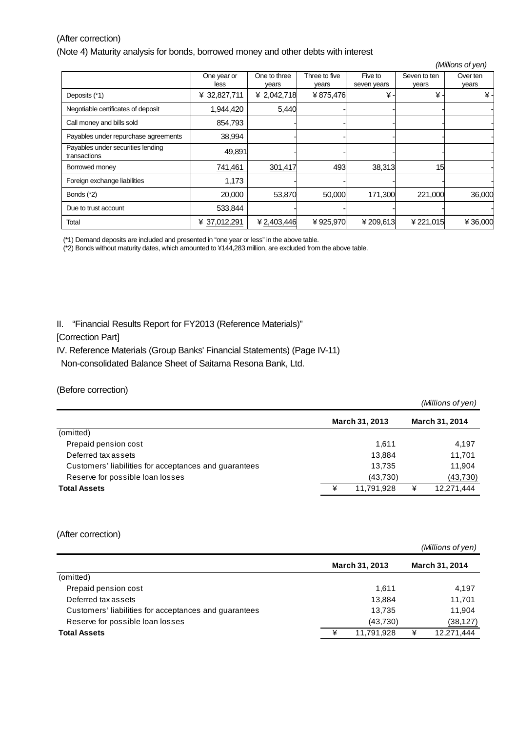(After correction)

(Note 4) Maturity analysis for bonds, borrowed money and other debts with interest

*(Millions of yen)*

| | One year or less | One to three years | Three to five years | Five to seven years | Seven to ten years | Over ten years |
|---|---|---|---|---|---|---|
| Deposits (*1) | ¥ 32,827,711 | ¥ 2,042,718 | ¥ 875,476 | ¥ - | ¥ - | ¥ - |
| Negotiable certificates of deposit | 1,944,420 | 5,440 | - | - | - | - |
| Call money and bills sold | 854,793 | - | - | - | - | - |
| Payables under repurchase agreements | 38,994 | - | - | - | - | - |
| Payables under securities lending transactions | 49,891 | - | - | - | - | - |
| Borrowed money | 741,461 | 301,417 | 493 | 38,313 | 15 | - |
| Foreign exchange liabilities | 1,173 | - | - | - | - | - |
| Bonds (*2) | 20,000 | 53,870 | 50,000 | 171,300 | 221,000 | 36,000 |
| Due to trust account | 533,844 | - | - | - | - | - |
| Total | ¥ 37,012,291 | ¥ 2,403,446 | ¥ 925,970 | ¥ 209,613 | ¥ 221,015 | ¥ 36,000 |

(*1) Demand deposits are included and presented in "one year or less" in the above table.
(*2) Bonds without maturity dates, which amounted to ¥144,283 million, are excluded from the above table.

II. "Financial Results Report for FY2013 (Reference Materials)"

[Correction Part]

IV. Reference Materials (Group Banks' Financial Statements) (Page IV-11)

Non-consolidated Balance Sheet of Saitama Resona Bank, Ltd.

(Before correction)

*(Millions of yen)*

| | March 31, 2013 | March 31, 2014 |
|---|---|---|
| (omitted) | | |
| Prepaid pension cost | 1,611 | 4,197 |
| Deferred tax assets | 13,884 | 11,701 |
| Customers' liabilities for acceptances and guarantees | 13,735 | 11,904 |
| Reserve for possible loan losses | (43,730) | (43,730) |
| **Total Assets** | ¥ 11,791,928 | ¥ 12,271,444 |

(After correction)

*(Millions of yen)*

| | March 31, 2013 | March 31, 2014 |
|---|---|---|
| (omitted) | | |
| Prepaid pension cost | 1,611 | 4,197 |
| Deferred tax assets | 13,884 | 11,701 |
| Customers' liabilities for acceptances and guarantees | 13,735 | 11,904 |
| Reserve for possible loan losses | (43,730) | (38,127) |
| **Total Assets** | ¥ 11,791,928 | ¥ 12,271,444 |